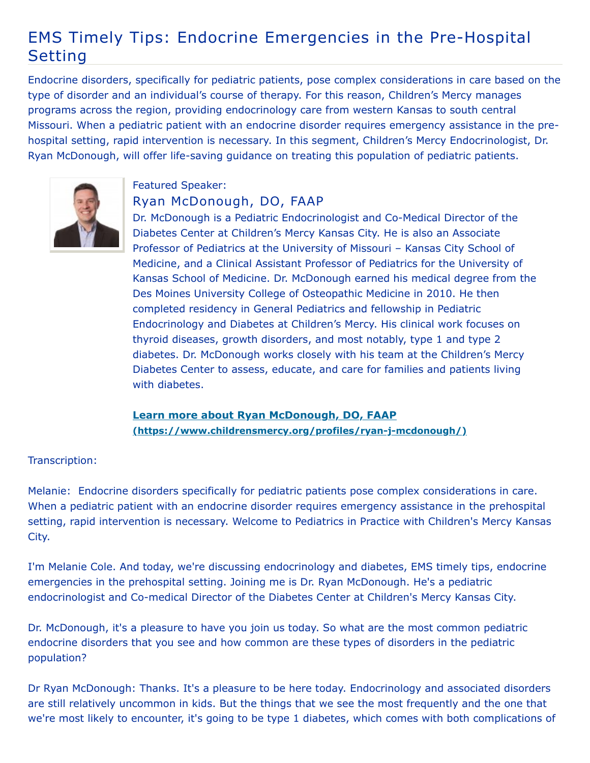# EMS Timely Tips: Endocrine Emergencies in the Pre-Hospital Setting

Endocrine disorders, specifically for pediatric patients, pose complex considerations in care based on the type of disorder and an individual's course of therapy. For this reason, Children's Mercy manages programs across the region, providing endocrinology care from western Kansas to south central Missouri. When a pediatric patient with an endocrine disorder requires emergency assistance in the pre-hospital setting, rapid intervention is necessary. In this segment, Children's Mercy Endocrinologist, Dr. Ryan McDonough, will offer life-saving guidance on treating this population of pediatric patients.

Featured Speaker:

## Ryan McDonough, DO, FAAP

Dr. McDonough is a Pediatric Endocrinologist and Co-Medical Director of the Diabetes Center at Children's Mercy Kansas City. He is also an Associate Professor of Pediatrics at the University of Missouri – Kansas City School of Medicine, and a Clinical Assistant Professor of Pediatrics for the University of Kansas School of Medicine. Dr. McDonough earned his medical degree from the Des Moines University College of Osteopathic Medicine in 2010. He then completed residency in General Pediatrics and fellowship in Pediatric Endocrinology and Diabetes at Children's Mercy. His clinical work focuses on thyroid diseases, growth disorders, and most notably, type 1 and type 2 diabetes. Dr. McDonough works closely with his team at the Children's Mercy Diabetes Center to assess, educate, and care for families and patients living with diabetes.

**[Learn more about Ryan McDonough, DO, FAAP (https://www.childrensmercy.org/profiles/ryan-j-mcdonough/)](https://www.childrensmercy.org/profiles/ryan-j-mcdonough/)**

Transcription:

Melanie: Endocrine disorders specifically for pediatric patients pose complex considerations in care. When a pediatric patient with an endocrine disorder requires emergency assistance in the prehospital setting, rapid intervention is necessary. Welcome to Pediatrics in Practice with Children's Mercy Kansas City.

I'm Melanie Cole. And today, we're discussing endocrinology and diabetes, EMS timely tips, endocrine emergencies in the prehospital setting. Joining me is Dr. Ryan McDonough. He's a pediatric endocrinologist and Co-medical Director of the Diabetes Center at Children's Mercy Kansas City.

Dr. McDonough, it's a pleasure to have you join us today. So what are the most common pediatric endocrine disorders that you see and how common are these types of disorders in the pediatric population?

Dr Ryan McDonough: Thanks. It's a pleasure to be here today. Endocrinology and associated disorders are still relatively uncommon in kids. But the things that we see the most frequently and the one that we're most likely to encounter, it's going to be type 1 diabetes, which comes with both complications of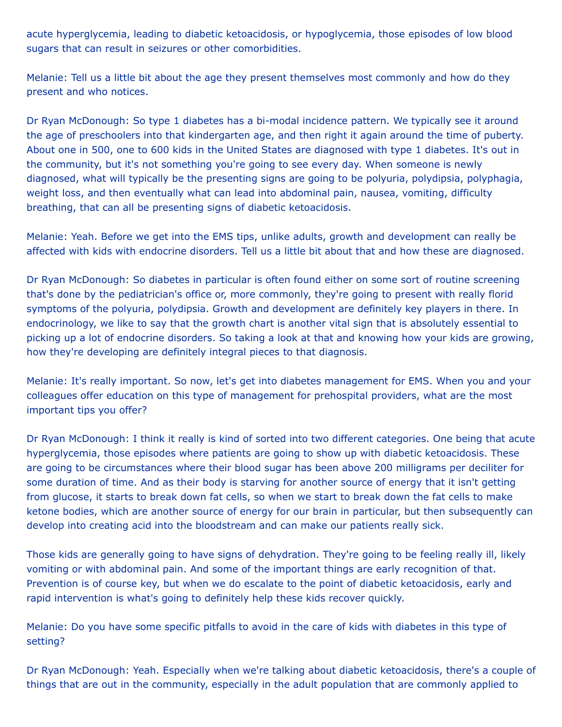acute hyperglycemia, leading to diabetic ketoacidosis, or hypoglycemia, those episodes of low blood sugars that can result in seizures or other comorbidities.

Melanie: Tell us a little bit about the age they present themselves most commonly and how do they present and who notices.

Dr Ryan McDonough: So type 1 diabetes has a bi-modal incidence pattern. We typically see it around the age of preschoolers into that kindergarten age, and then right it again around the time of puberty. About one in 500, one to 600 kids in the United States are diagnosed with type 1 diabetes. It's out in the community, but it's not something you're going to see every day. When someone is newly diagnosed, what will typically be the presenting signs are going to be polyuria, polydipsia, polyphagia, weight loss, and then eventually what can lead into abdominal pain, nausea, vomiting, difficulty breathing, that can all be presenting signs of diabetic ketoacidosis.

Melanie: Yeah. Before we get into the EMS tips, unlike adults, growth and development can really be affected with kids with endocrine disorders. Tell us a little bit about that and how these are diagnosed.

Dr Ryan McDonough: So diabetes in particular is often found either on some sort of routine screening that's done by the pediatrician's office or, more commonly, they're going to present with really florid symptoms of the polyuria, polydipsia. Growth and development are definitely key players in there. In endocrinology, we like to say that the growth chart is another vital sign that is absolutely essential to picking up a lot of endocrine disorders. So taking a look at that and knowing how your kids are growing, how they're developing are definitely integral pieces to that diagnosis.

Melanie: It's really important. So now, let's get into diabetes management for EMS. When you and your colleagues offer education on this type of management for prehospital providers, what are the most important tips you offer?

Dr Ryan McDonough: I think it really is kind of sorted into two different categories. One being that acute hyperglycemia, those episodes where patients are going to show up with diabetic ketoacidosis. These are going to be circumstances where their blood sugar has been above 200 milligrams per deciliter for some duration of time. And as their body is starving for another source of energy that it isn't getting from glucose, it starts to break down fat cells, so when we start to break down the fat cells to make ketone bodies, which are another source of energy for our brain in particular, but then subsequently can develop into creating acid into the bloodstream and can make our patients really sick.

Those kids are generally going to have signs of dehydration. They're going to be feeling really ill, likely vomiting or with abdominal pain. And some of the important things are early recognition of that. Prevention is of course key, but when we do escalate to the point of diabetic ketoacidosis, early and rapid intervention is what's going to definitely help these kids recover quickly.

Melanie: Do you have some specific pitfalls to avoid in the care of kids with diabetes in this type of setting?

Dr Ryan McDonough: Yeah. Especially when we're talking about diabetic ketoacidosis, there's a couple of things that are out in the community, especially in the adult population that are commonly applied to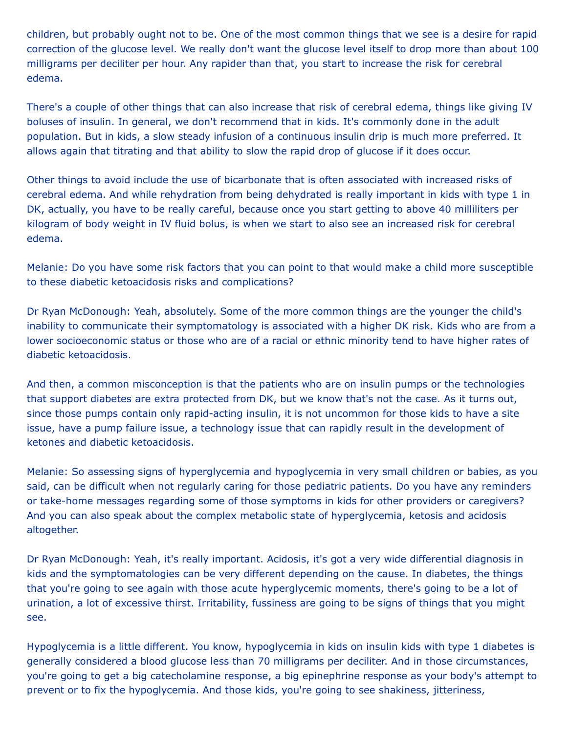children, but probably ought not to be. One of the most common things that we see is a desire for rapid correction of the glucose level. We really don't want the glucose level itself to drop more than about 100 milligrams per deciliter per hour. Any rapider than that, you start to increase the risk for cerebral edema.

There's a couple of other things that can also increase that risk of cerebral edema, things like giving IV boluses of insulin. In general, we don't recommend that in kids. It's commonly done in the adult population. But in kids, a slow steady infusion of a continuous insulin drip is much more preferred. It allows again that titrating and that ability to slow the rapid drop of glucose if it does occur.

Other things to avoid include the use of bicarbonate that is often associated with increased risks of cerebral edema. And while rehydration from being dehydrated is really important in kids with type 1 in DK, actually, you have to be really careful, because once you start getting to above 40 milliliters per kilogram of body weight in IV fluid bolus, is when we start to also see an increased risk for cerebral edema.

Melanie: Do you have some risk factors that you can point to that would make a child more susceptible to these diabetic ketoacidosis risks and complications?

Dr Ryan McDonough: Yeah, absolutely. Some of the more common things are the younger the child's inability to communicate their symptomatology is associated with a higher DK risk. Kids who are from a lower socioeconomic status or those who are of a racial or ethnic minority tend to have higher rates of diabetic ketoacidosis.

And then, a common misconception is that the patients who are on insulin pumps or the technologies that support diabetes are extra protected from DK, but we know that's not the case. As it turns out, since those pumps contain only rapid-acting insulin, it is not uncommon for those kids to have a site issue, have a pump failure issue, a technology issue that can rapidly result in the development of ketones and diabetic ketoacidosis.

Melanie: So assessing signs of hyperglycemia and hypoglycemia in very small children or babies, as you said, can be difficult when not regularly caring for those pediatric patients. Do you have any reminders or take-home messages regarding some of those symptoms in kids for other providers or caregivers? And you can also speak about the complex metabolic state of hyperglycemia, ketosis and acidosis altogether.

Dr Ryan McDonough: Yeah, it's really important. Acidosis, it's got a very wide differential diagnosis in kids and the symptomatologies can be very different depending on the cause. In diabetes, the things that you're going to see again with those acute hyperglycemic moments, there's going to be a lot of urination, a lot of excessive thirst. Irritability, fussiness are going to be signs of things that you might see.

Hypoglycemia is a little different. You know, hypoglycemia in kids on insulin kids with type 1 diabetes is generally considered a blood glucose less than 70 milligrams per deciliter. And in those circumstances, you're going to get a big catecholamine response, a big epinephrine response as your body's attempt to prevent or to fix the hypoglycemia. And those kids, you're going to see shakiness, jitteriness,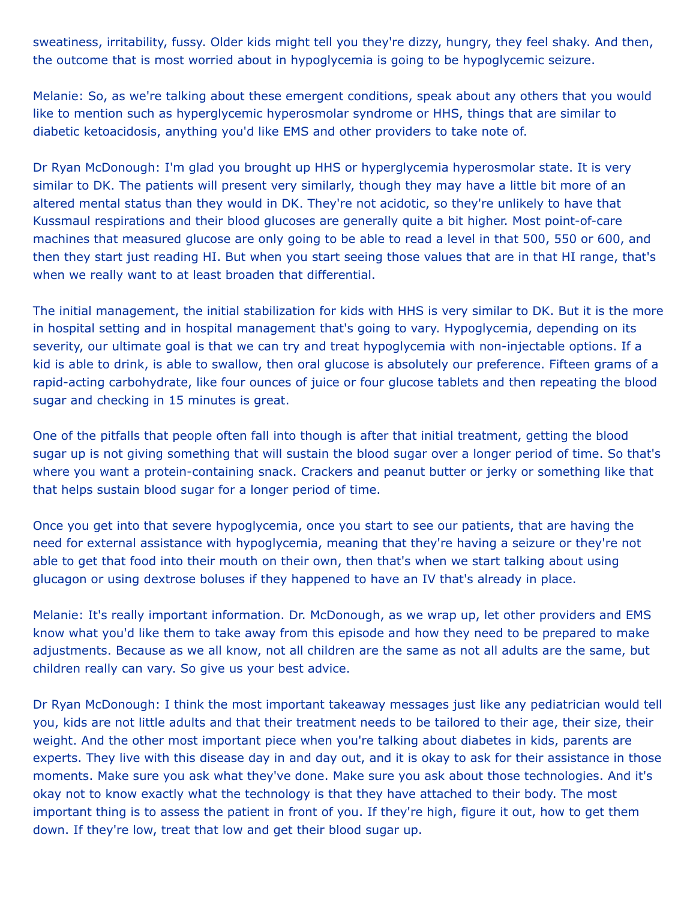sweatiness, irritability, fussy. Older kids might tell you they're dizzy, hungry, they feel shaky. And then, the outcome that is most worried about in hypoglycemia is going to be hypoglycemic seizure.

Melanie: So, as we're talking about these emergent conditions, speak about any others that you would like to mention such as hyperglycemic hyperosmolar syndrome or HHS, things that are similar to diabetic ketoacidosis, anything you'd like EMS and other providers to take note of.

Dr Ryan McDonough: I'm glad you brought up HHS or hyperglycemia hyperosmolar state. It is very similar to DK. The patients will present very similarly, though they may have a little bit more of an altered mental status than they would in DK. They're not acidotic, so they're unlikely to have that Kussmaul respirations and their blood glucoses are generally quite a bit higher. Most point-of-care machines that measured glucose are only going to be able to read a level in that 500, 550 or 600, and then they start just reading HI. But when you start seeing those values that are in that HI range, that's when we really want to at least broaden that differential.

The initial management, the initial stabilization for kids with HHS is very similar to DK. But it is the more in hospital setting and in hospital management that's going to vary. Hypoglycemia, depending on its severity, our ultimate goal is that we can try and treat hypoglycemia with non-injectable options. If a kid is able to drink, is able to swallow, then oral glucose is absolutely our preference. Fifteen grams of a rapid-acting carbohydrate, like four ounces of juice or four glucose tablets and then repeating the blood sugar and checking in 15 minutes is great.

One of the pitfalls that people often fall into though is after that initial treatment, getting the blood sugar up is not giving something that will sustain the blood sugar over a longer period of time. So that's where you want a protein-containing snack. Crackers and peanut butter or jerky or something like that that helps sustain blood sugar for a longer period of time.

Once you get into that severe hypoglycemia, once you start to see our patients, that are having the need for external assistance with hypoglycemia, meaning that they're having a seizure or they're not able to get that food into their mouth on their own, then that's when we start talking about using glucagon or using dextrose boluses if they happened to have an IV that's already in place.

Melanie: It's really important information. Dr. McDonough, as we wrap up, let other providers and EMS know what you'd like them to take away from this episode and how they need to be prepared to make adjustments. Because as we all know, not all children are the same as not all adults are the same, but children really can vary. So give us your best advice.

Dr Ryan McDonough: I think the most important takeaway messages just like any pediatrician would tell you, kids are not little adults and that their treatment needs to be tailored to their age, their size, their weight. And the other most important piece when you're talking about diabetes in kids, parents are experts. They live with this disease day in and day out, and it is okay to ask for their assistance in those moments. Make sure you ask what they've done. Make sure you ask about those technologies. And it's okay not to know exactly what the technology is that they have attached to their body. The most important thing is to assess the patient in front of you. If they're high, figure it out, how to get them down. If they're low, treat that low and get their blood sugar up.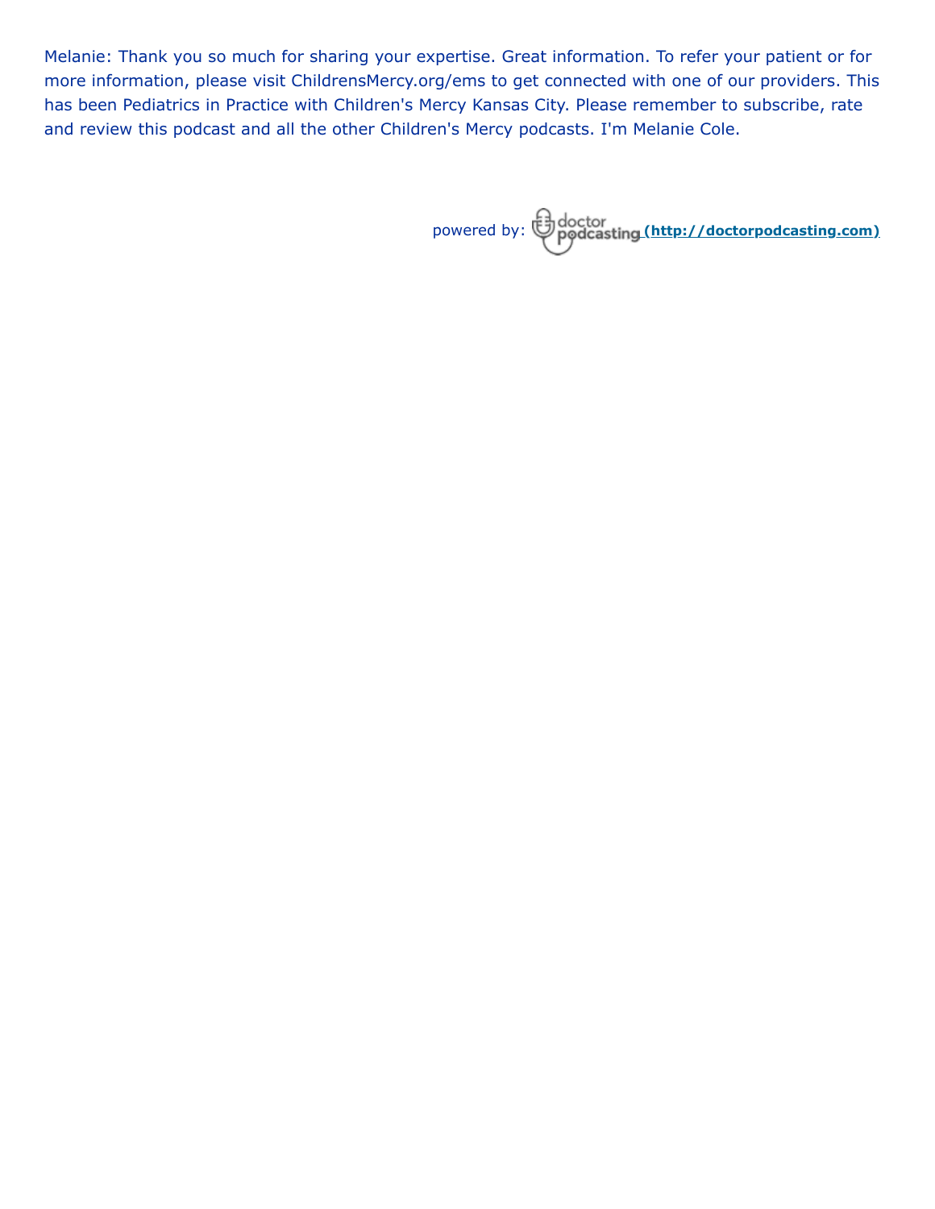Melanie: Thank you so much for sharing your expertise. Great information. To refer your patient or for more information, please visit ChildrensMercy.org/ems to get connected with one of our providers. This has been Pediatrics in Practice with Children's Mercy Kansas City. Please remember to subscribe, rate and review this podcast and all the other Children's Mercy podcasts. I'm Melanie Cole.

powered by: doctor podcasting (http://doctorpodcasting.com)